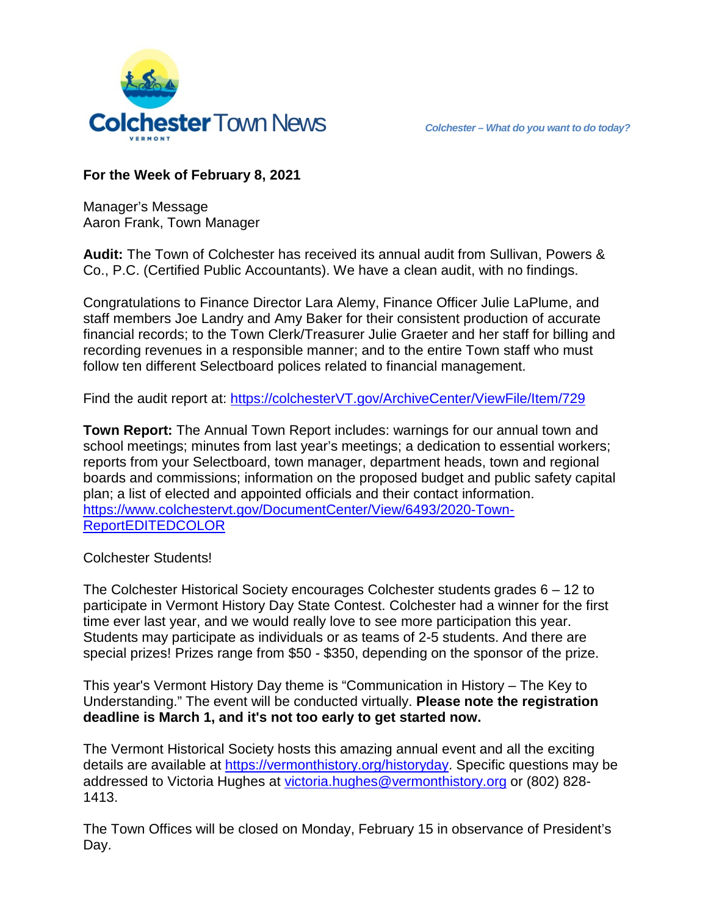# Colchester Town News

VERMONT

*Colchester – What do you want to do today?*

**For the Week of February 8, 2021**

Manager's Message
Aaron Frank, Town Manager

**Audit:** The Town of Colchester has received its annual audit from Sullivan, Powers & Co., P.C. (Certified Public Accountants). We have a clean audit, with no findings.

Congratulations to Finance Director Lara Alemy, Finance Officer Julie LaPlume, and staff members Joe Landry and Amy Baker for their consistent production of accurate financial records; to the Town Clerk/Treasurer Julie Graeter and her staff for billing and recording revenues in a responsible manner; and to the entire Town staff who must follow ten different Selectboard polices related to financial management.

Find the audit report at: https://colchesterVT.gov/ArchiveCenter/ViewFile/Item/729

**Town Report:** The Annual Town Report includes: warnings for our annual town and school meetings; minutes from last year's meetings; a dedication to essential workers; reports from your Selectboard, town manager, department heads, town and regional boards and commissions; information on the proposed budget and public safety capital plan; a list of elected and appointed officials and their contact information. https://www.colchestervt.gov/DocumentCenter/View/6493/2020-Town-ReportEDITEDCOLOR

Colchester Students!

The Colchester Historical Society encourages Colchester students grades 6 – 12 to participate in Vermont History Day State Contest. Colchester had a winner for the first time ever last year, and we would really love to see more participation this year. Students may participate as individuals or as teams of 2-5 students. And there are special prizes! Prizes range from $50 - $350, depending on the sponsor of the prize.

This year's Vermont History Day theme is "Communication in History – The Key to Understanding." The event will be conducted virtually. **Please note the registration deadline is March 1, and it's not too early to get started now.**

The Vermont Historical Society hosts this amazing annual event and all the exciting details are available at https://vermonthistory.org/historyday. Specific questions may be addressed to Victoria Hughes at victoria.hughes@vermonthistory.org or (802) 828-1413.

The Town Offices will be closed on Monday, February 15 in observance of President's Day.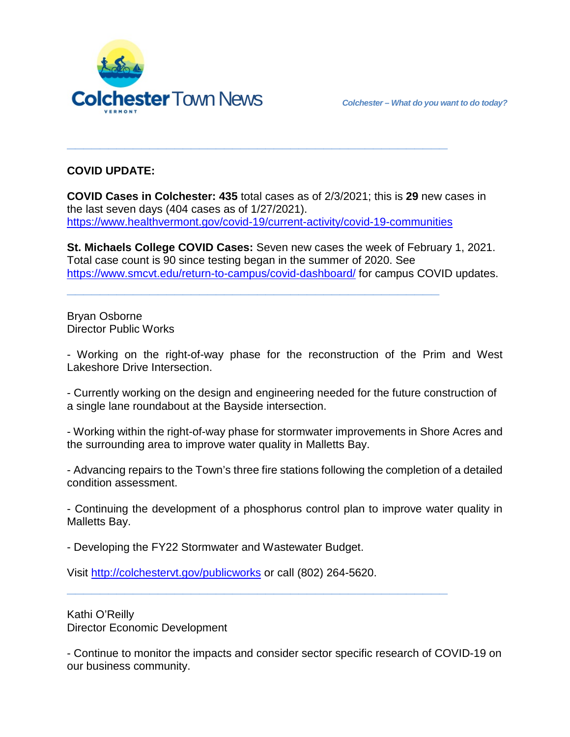**Colchester Town News**

*Colchester – What do you want to do today?*

---

**COVID UPDATE:**

**COVID Cases in Colchester: 435** total cases as of 2/3/2021; this is **29** new cases in the last seven days (404 cases as of 1/27/2021). https://www.healthvermont.gov/covid-19/current-activity/covid-19-communities

**St. Michaels College COVID Cases:** Seven new cases the week of February 1, 2021. Total case count is 90 since testing began in the summer of 2020. See https://www.smcvt.edu/return-to-campus/covid-dashboard/ for campus COVID updates.

---

Bryan Osborne
Director Public Works

- Working on the right-of-way phase for the reconstruction of the Prim and West Lakeshore Drive Intersection.

- Currently working on the design and engineering needed for the future construction of a single lane roundabout at the Bayside intersection.

- Working within the right-of-way phase for stormwater improvements in Shore Acres and the surrounding area to improve water quality in Malletts Bay.

- Advancing repairs to the Town's three fire stations following the completion of a detailed condition assessment.

- Continuing the development of a phosphorus control plan to improve water quality in Malletts Bay.

- Developing the FY22 Stormwater and Wastewater Budget.

Visit http://colchestervt.gov/publicworks or call (802) 264-5620.

---

Kathi O'Reilly
Director Economic Development

- Continue to monitor the impacts and consider sector specific research of COVID-19 on our business community.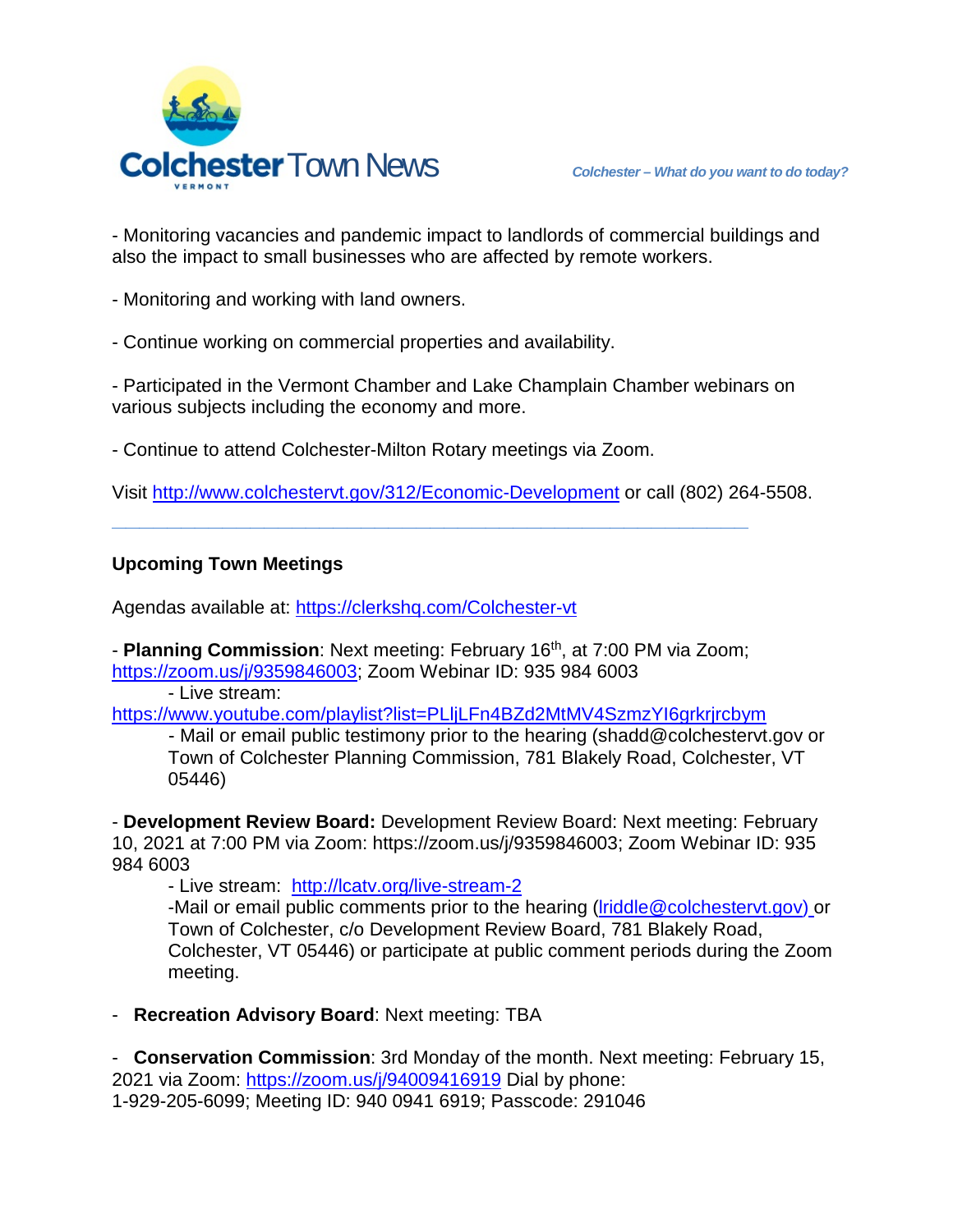- Monitoring vacancies and pandemic impact to landlords of commercial buildings and also the impact to small businesses who are affected by remote workers.

- Monitoring and working with land owners.

- Continue working on commercial properties and availability.

- Participated in the Vermont Chamber and Lake Champlain Chamber webinars on various subjects including the economy and more.

- Continue to attend Colchester-Milton Rotary meetings via Zoom.

Visit http://www.colchestervt.gov/312/Economic-Development or call (802) 264-5508.

---

**Upcoming Town Meetings**

Agendas available at: https://clerkshq.com/Colchester-vt

- **Planning Commission**: Next meeting: February 16th, at 7:00 PM via Zoom; https://zoom.us/j/9359846003; Zoom Webinar ID: 935 984 6003
  - Live stream: https://www.youtube.com/playlist?list=PLljLFn4BZd2MtMV4SzmzYI6grkrjrcbym
  - Mail or email public testimony prior to the hearing (shadd@colchestervt.gov or Town of Colchester Planning Commission, 781 Blakely Road, Colchester, VT 05446)

- **Development Review Board:** Development Review Board: Next meeting: February 10, 2021 at 7:00 PM via Zoom: https://zoom.us/j/9359846003; Zoom Webinar ID: 935 984 6003
  - Live stream: http://lcatv.org/live-stream-2
  - Mail or email public comments prior to the hearing (lriddle@colchestervt.gov) or Town of Colchester, c/o Development Review Board, 781 Blakely Road, Colchester, VT 05446) or participate at public comment periods during the Zoom meeting.

- **Recreation Advisory Board**: Next meeting: TBA

- **Conservation Commission**: 3rd Monday of the month. Next meeting: February 15, 2021 via Zoom: https://zoom.us/j/94009416919 Dial by phone: 1-929-205-6099; Meeting ID: 940 0941 6919; Passcode: 291046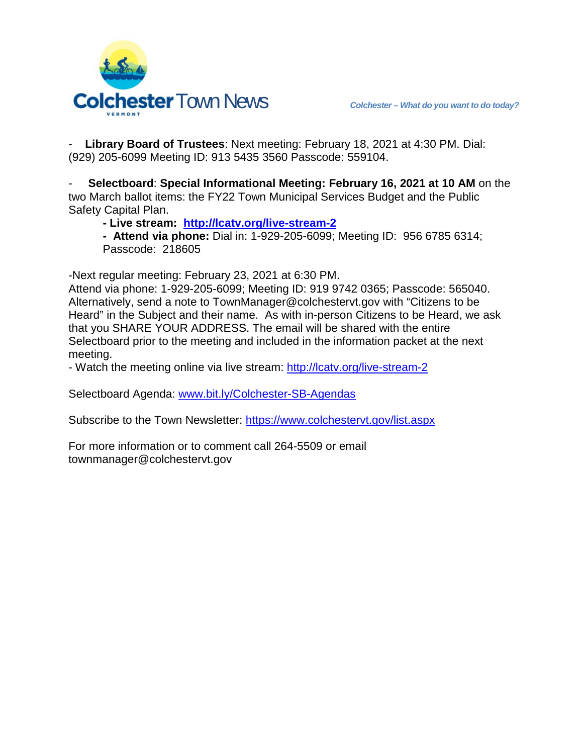- **Library Board of Trustees**: Next meeting: February 18, 2021 at 4:30 PM. Dial: (929) 205-6099 Meeting ID: 913 5435 3560 Passcode: 559104.

- **Selectboard**: **Special Informational Meeting: February 16, 2021 at 10 AM** on the two March ballot items: the FY22 Town Municipal Services Budget and the Public Safety Capital Plan.
    - **Live stream: [http://lcatv.org/live-stream-2](http://lcatv.org/live-stream-2)**
    - **Attend via phone:** Dial in: 1-929-205-6099; Meeting ID: 956 6785 6314; Passcode: 218605

-Next regular meeting: February 23, 2021 at 6:30 PM.
Attend via phone: 1-929-205-6099; Meeting ID: 919 9742 0365; Passcode: 565040. Alternatively, send a note to TownManager@colchestervt.gov with "Citizens to be Heard" in the Subject and their name. As with in-person Citizens to be Heard, we ask that you SHARE YOUR ADDRESS. The email will be shared with the entire Selectboard prior to the meeting and included in the information packet at the next meeting.
- Watch the meeting online via live stream: [http://lcatv.org/live-stream-2](http://lcatv.org/live-stream-2)

Selectboard Agenda: [www.bit.ly/Colchester-SB-Agendas](www.bit.ly/Colchester-SB-Agendas)

Subscribe to the Town Newsletter: [https://www.colchestervt.gov/list.aspx](https://www.colchestervt.gov/list.aspx)

For more information or to comment call 264-5509 or email townmanager@colchestervt.gov